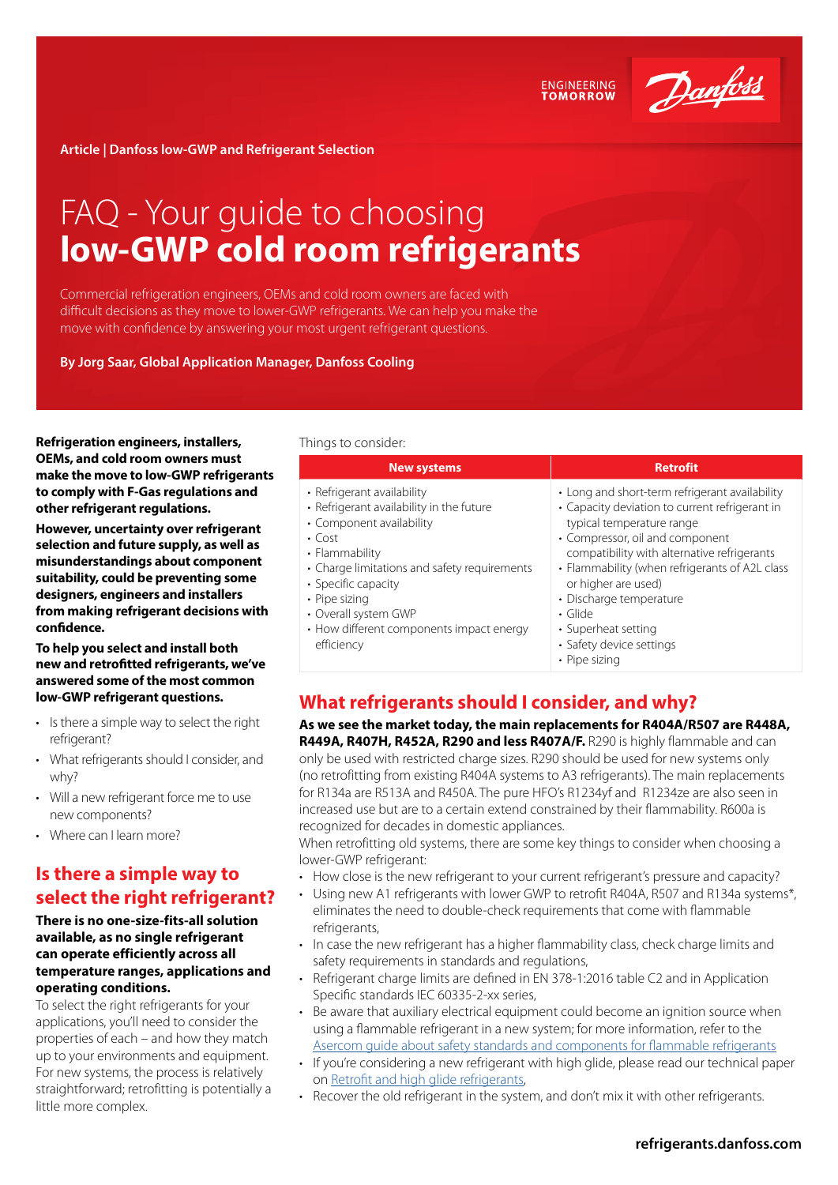Article | Danfoss low-GWP and Refrigerant Selection

# FAQ - Your guide to choosing **low-GWP cold room refrigerants**

Commercial refrigeration engineers, OEMs and cold room owners are faced with difficult decisions as they move to lower-GWP refrigerants. We can help you make the move with confidence by answering your most urgent refrigerant questions.

**By Jorg Saar, Global Application Manager, Danfoss Cooling**

**Refrigeration engineers, installers, OEMs, and cold room owners must make the move to low-GWP refrigerants to comply with F-Gas regulations and other refrigerant regulations.**

**However, uncertainty over refrigerant selection and future supply, as well as misunderstandings about component suitability, could be preventing some designers, engineers and installers from making refrigerant decisions with confidence.**

**To help you select and install both new and retrofitted refrigerants, we've answered some of the most common low-GWP refrigerant questions.**

- Is there a simple way to select the right refrigerant?
- What refrigerants should I consider, and why?
- Will a new refrigerant force me to use new components?
- Where can I learn more?

## Is there a simple way to select the right refrigerant?

**There is no one-size-fits-all solution available, as no single refrigerant can operate efficiently across all temperature ranges, applications and operating conditions.**

To select the right refrigerants for your applications, you'll need to consider the properties of each – and how they match up to your environments and equipment. For new systems, the process is relatively straightforward; retrofitting is potentially a little more complex.

Things to consider:

| New systems | Retrofit |
|---|---|
| • Refrigerant availability<br>• Refrigerant availability in the future<br>• Component availability<br>• Cost<br>• Flammability<br>• Charge limitations and safety requirements<br>• Specific capacity<br>• Pipe sizing<br>• Overall system GWP<br>• How different components impact energy efficiency | • Long and short-term refrigerant availability<br>• Capacity deviation to current refrigerant in typical temperature range<br>• Compressor, oil and component compatibility with alternative refrigerants<br>• Flammability (when refrigerants of A2L class or higher are used)<br>• Discharge temperature<br>• Glide<br>• Superheat setting<br>• Safety device settings<br>• Pipe sizing |

## What refrigerants should I consider, and why?

**As we see the market today, the main replacements for R404A/R507 are R448A, R449A, R407H, R452A, R290 and less R407A/F.** R290 is highly flammable and can only be used with restricted charge sizes. R290 should be used for new systems only (no retrofitting from existing R404A systems to A3 refrigerants). The main replacements for R134a are R513A and R450A. The pure HFO's R1234yf and R1234ze are also seen in increased use but are to a certain extend constrained by their flammability. R600a is recognized for decades in domestic appliances.

When retrofitting old systems, there are some key things to consider when choosing a lower-GWP refrigerant:

- How close is the new refrigerant to your current refrigerant's pressure and capacity?
- Using new A1 refrigerants with lower GWP to retrofit R404A, R507 and R134a systems*, eliminates the need to double-check requirements that come with flammable refrigerants,
- In case the new refrigerant has a higher flammability class, check charge limits and safety requirements in standards and regulations,
- Refrigerant charge limits are defined in EN 378-1:2016 table C2 and in Application Specific standards IEC 60335-2-xx series,
- Be aware that auxiliary electrical equipment could become an ignition source when using a flammable refrigerant in a new system; for more information, refer to the Asercom guide about safety standards and components for flammable refrigerants
- If you're considering a new refrigerant with high glide, please read our technical paper on Retrofit and high glide refrigerants,
- Recover the old refrigerant in the system, and don't mix it with other refrigerants.

refrigerants.danfoss.com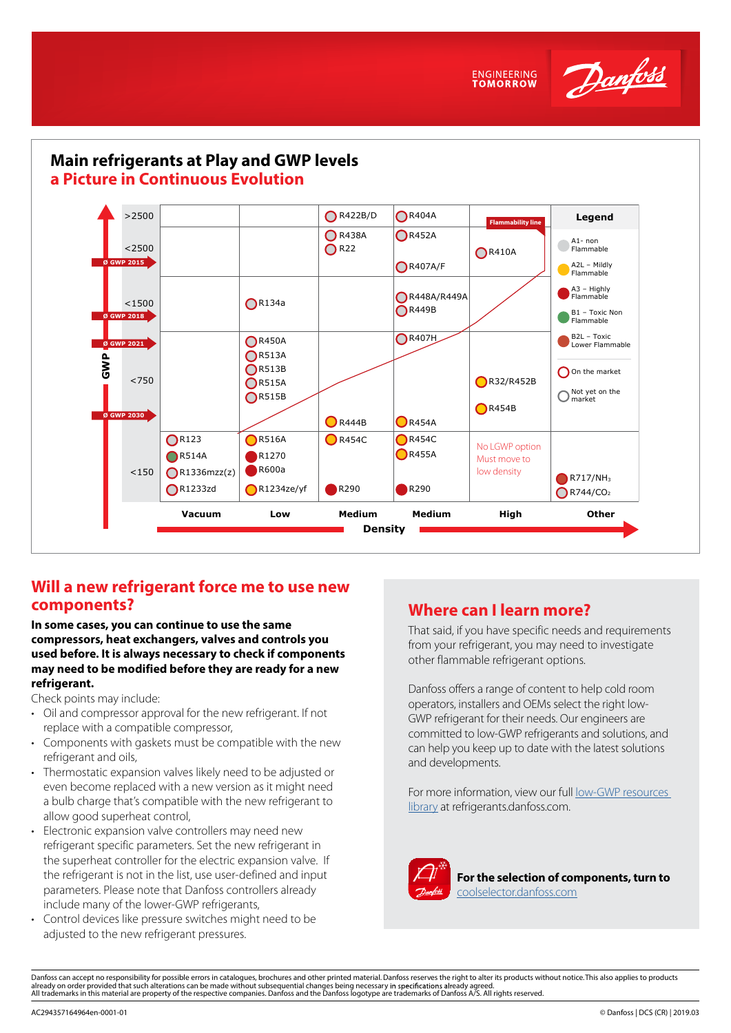ENGINEERING TOMORROW

## Main refrigerants at Play and GWP levels

### a Picture in Continuous Evolution

GWP

>2500
<2500
Ø GWP 2015
<1500
Ø GWP 2018
Ø GWP 2021
<750
Ø GWP 2030
<150

R422B/D
R438A
R22
R404A
R452A
R407A/F
Flammability line
R410A
R134a
R448A/R449A
R449B
R450A
R513A
R513B
R515A
R515B
R407H
R32/R452B
R454B
R444B
R454A
R123
R514A
R1336mzz(Z)
R1233zd
R516A
R1270
R600a
R1234ze/yf
R454C
R290
R454C
R455A
R290
No LGWP option
Must move to
low density
R717/$NH_3$
R744/$CO_2$

Vacuum
Low
Medium
Medium
High
Other
Density

Legend
A1- non Flammable
A2L – Mildly Flammable
A3 – Highly Flammable
B1 – Toxic Non Flammable
B2L – Toxic Lower Flammable
On the market
Not yet on the market

## Will a new refrigerant force me to use new components?

**In some cases, you can continue to use the same compressors, heat exchangers, valves and controls you used before. It is always necessary to check if components may need to be modified before they are ready for a new refrigerant.**

Check points may include:

- Oil and compressor approval for the new refrigerant. If not replace with a compatible compressor,
- Components with gaskets must be compatible with the new refrigerant and oils,
- Thermostatic expansion valves likely need to be adjusted or even become replaced with a new version as it might need a bulb charge that's compatible with the new refrigerant to allow good superheat control,
- Electronic expansion valve controllers may need new refrigerant specific parameters. Set the new refrigerant in the superheat controller for the electric expansion valve. If the refrigerant is not in the list, use user-defined and input parameters. Please note that Danfoss controllers already include many of the lower-GWP refrigerants,
- Control devices like pressure switches might need to be adjusted to the new refrigerant pressures.

## Where can I learn more?

That said, if you have specific needs and requirements from your refrigerant, you may need to investigate other flammable refrigerant options.

Danfoss offers a range of content to help cold room operators, installers and OEMs select the right low-GWP refrigerant for their needs. Our engineers are committed to low-GWP refrigerants and solutions, and can help you keep up to date with the latest solutions and developments.

For more information, view our full low-GWP resources library at refrigerants.danfoss.com.

**For the selection of components, turn to** coolselector.danfoss.com

Danfoss can accept no responsibility for possible errors in catalogues, brochures and other printed material. Danfoss reserves the right to alter its products without notice. This also applies to products already on order provided that such alterations can be made without subsequential changes being necessary in specifications already agreed. All trademarks in this material are property of the respective companies. Danfoss and the Danfoss logotype are trademarks of Danfoss A/S. All rights reserved.

AC294357164964en-0001-01

© Danfoss | DCS (CR) | 2019.03